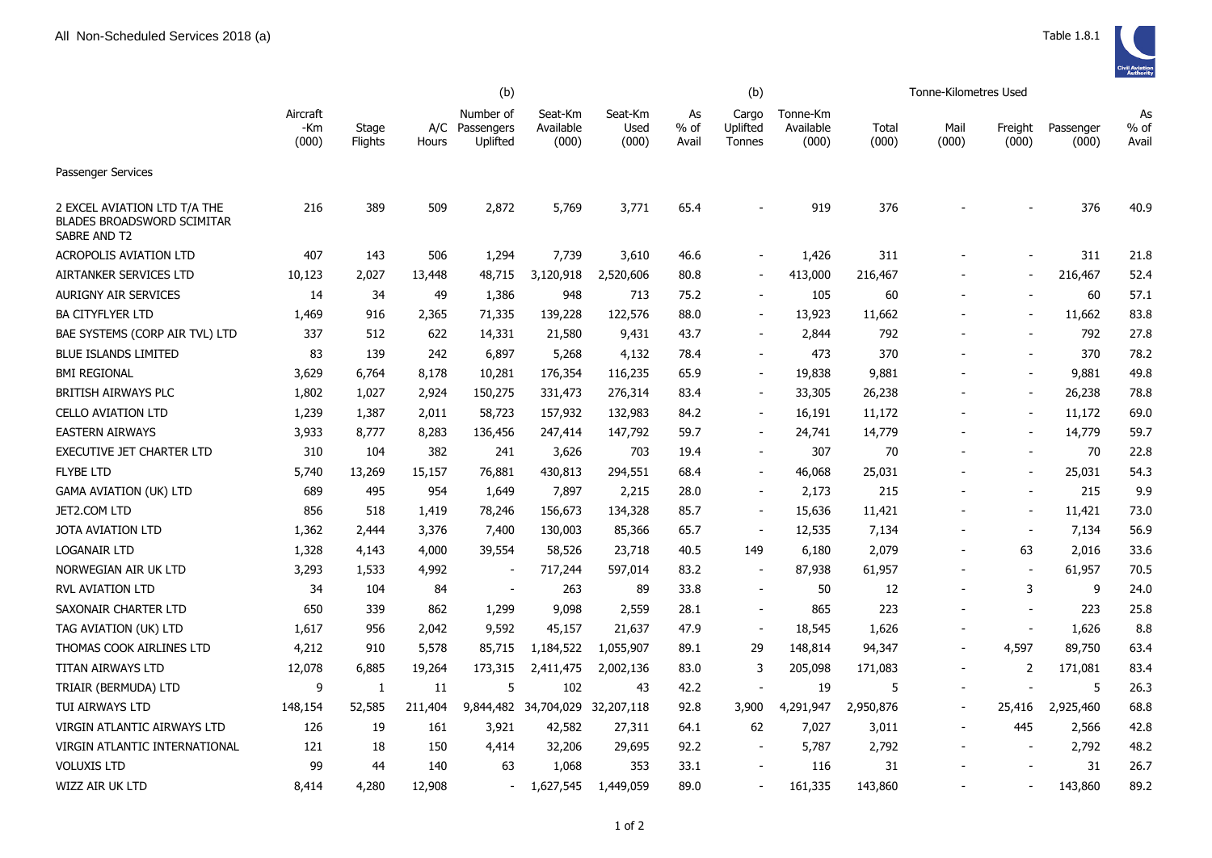All Non-Scheduled Services 2018 (a)

Table 1.8.1

| | Aircraft -Km (000) | Stage Flights | A/C Hours | (b) Number of Passengers Uplifted | Seat-Km Available (000) | Seat-Km Used (000) | As % of Avail | (b) Cargo Uplifted Tonnes | Tonne-Km Available (000) | Tonne-Kilometres Used Total (000) | Mail (000) | Freight (000) | Passenger (000) | As % of Avail |
|---|---|---|---|---|---|---|---|---|---|---|---|---|---|---|
| **Passenger Services** | | | | | | | | | | | | | | |
| 2 EXCEL AVIATION LTD T/A THE BLADES BROADSWORD SCIMITAR SABRE AND T2 | 216 | 389 | 509 | 2,872 | 5,769 | 3,771 | 65.4 | - | 919 | 376 | - | - | 376 | 40.9 |
| ACROPOLIS AVIATION LTD | 407 | 143 | 506 | 1,294 | 7,739 | 3,610 | 46.6 | - | 1,426 | 311 | - | - | 311 | 21.8 |
| AIRTANKER SERVICES LTD | 10,123 | 2,027 | 13,448 | 48,715 | 3,120,918 | 2,520,606 | 80.8 | - | 413,000 | 216,467 | - | - | 216,467 | 52.4 |
| AURIGNY AIR SERVICES | 14 | 34 | 49 | 1,386 | 948 | 713 | 75.2 | - | 105 | 60 | - | - | 60 | 57.1 |
| BA CITYFLYER LTD | 1,469 | 916 | 2,365 | 71,335 | 139,228 | 122,576 | 88.0 | - | 13,923 | 11,662 | - | - | 11,662 | 83.8 |
| BAE SYSTEMS (CORP AIR TVL) LTD | 337 | 512 | 622 | 14,331 | 21,580 | 9,431 | 43.7 | - | 2,844 | 792 | - | - | 792 | 27.8 |
| BLUE ISLANDS LIMITED | 83 | 139 | 242 | 6,897 | 5,268 | 4,132 | 78.4 | - | 473 | 370 | - | - | 370 | 78.2 |
| BMI REGIONAL | 3,629 | 6,764 | 8,178 | 10,281 | 176,354 | 116,235 | 65.9 | - | 19,838 | 9,881 | - | - | 9,881 | 49.8 |
| BRITISH AIRWAYS PLC | 1,802 | 1,027 | 2,924 | 150,275 | 331,473 | 276,314 | 83.4 | - | 33,305 | 26,238 | - | - | 26,238 | 78.8 |
| CELLO AVIATION LTD | 1,239 | 1,387 | 2,011 | 58,723 | 157,932 | 132,983 | 84.2 | - | 16,191 | 11,172 | - | - | 11,172 | 69.0 |
| EASTERN AIRWAYS | 3,933 | 8,777 | 8,283 | 136,456 | 247,414 | 147,792 | 59.7 | - | 24,741 | 14,779 | - | - | 14,779 | 59.7 |
| EXECUTIVE JET CHARTER LTD | 310 | 104 | 382 | 241 | 3,626 | 703 | 19.4 | - | 307 | 70 | - | - | 70 | 22.8 |
| FLYBE LTD | 5,740 | 13,269 | 15,157 | 76,881 | 430,813 | 294,551 | 68.4 | - | 46,068 | 25,031 | - | - | 25,031 | 54.3 |
| GAMA AVIATION (UK) LTD | 689 | 495 | 954 | 1,649 | 7,897 | 2,215 | 28.0 | - | 2,173 | 215 | - | - | 215 | 9.9 |
| JET2.COM LTD | 856 | 518 | 1,419 | 78,246 | 156,673 | 134,328 | 85.7 | - | 15,636 | 11,421 | - | - | 11,421 | 73.0 |
| JOTA AVIATION LTD | 1,362 | 2,444 | 3,376 | 7,400 | 130,003 | 85,366 | 65.7 | - | 12,535 | 7,134 | - | - | 7,134 | 56.9 |
| LOGANAIR LTD | 1,328 | 4,143 | 4,000 | 39,554 | 58,526 | 23,718 | 40.5 | 149 | 6,180 | 2,079 | - | 63 | 2,016 | 33.6 |
| NORWEGIAN AIR UK LTD | 3,293 | 1,533 | 4,992 | - | 717,244 | 597,014 | 83.2 | - | 87,938 | 61,957 | - | - | 61,957 | 70.5 |
| RVL AVIATION LTD | 34 | 104 | 84 | - | 263 | 89 | 33.8 | - | 50 | 12 | - | 3 | 9 | 24.0 |
| SAXONAIR CHARTER LTD | 650 | 339 | 862 | 1,299 | 9,098 | 2,559 | 28.1 | - | 865 | 223 | - | - | 223 | 25.8 |
| TAG AVIATION (UK) LTD | 1,617 | 956 | 2,042 | 9,592 | 45,157 | 21,637 | 47.9 | - | 18,545 | 1,626 | - | - | 1,626 | 8.8 |
| THOMAS COOK AIRLINES LTD | 4,212 | 910 | 5,578 | 85,715 | 1,184,522 | 1,055,907 | 89.1 | 29 | 148,814 | 94,347 | - | 4,597 | 89,750 | 63.4 |
| TITAN AIRWAYS LTD | 12,078 | 6,885 | 19,264 | 173,315 | 2,411,475 | 2,002,136 | 83.0 | 3 | 205,098 | 171,083 | - | 2 | 171,081 | 83.4 |
| TRIAIR (BERMUDA) LTD | 9 | 1 | 11 | 5 | 102 | 43 | 42.2 | - | 19 | 5 | - | - | 5 | 26.3 |
| TUI AIRWAYS LTD | 148,154 | 52,585 | 211,404 | 9,844,482 | 34,704,029 | 32,207,118 | 92.8 | 3,900 | 4,291,947 | 2,950,876 | - | 25,416 | 2,925,460 | 68.8 |
| VIRGIN ATLANTIC AIRWAYS LTD | 126 | 19 | 161 | 3,921 | 42,582 | 27,311 | 64.1 | 62 | 7,027 | 3,011 | - | 445 | 2,566 | 42.8 |
| VIRGIN ATLANTIC INTERNATIONAL | 121 | 18 | 150 | 4,414 | 32,206 | 29,695 | 92.2 | - | 5,787 | 2,792 | - | - | 2,792 | 48.2 |
| VOLUXIS LTD | 99 | 44 | 140 | 63 | 1,068 | 353 | 33.1 | - | 116 | 31 | - | - | 31 | 26.7 |
| WIZZ AIR UK LTD | 8,414 | 4,280 | 12,908 | - | 1,627,545 | 1,449,059 | 89.0 | - | 161,335 | 143,860 | - | - | 143,860 | 89.2 |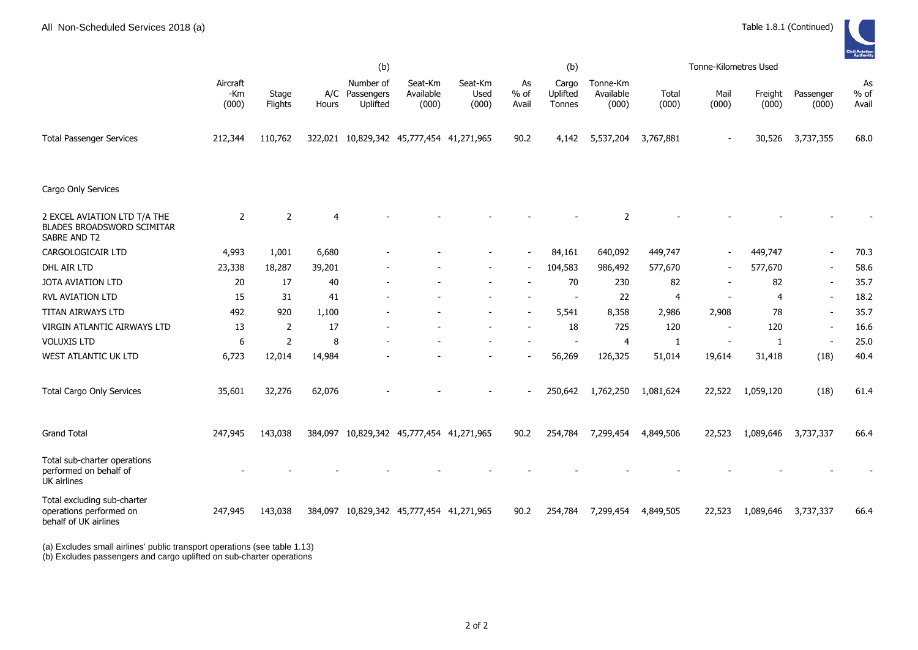All Non-Scheduled Services 2018 (a)

Table 1.8.1 (Continued)

| | Aircraft -Km (000) | Stage Flights | A/C Hours | (b) Number of Passengers Uplifted | Seat-Km Available (000) | Seat-Km Used (000) | As % of Avail | (b) Cargo Uplifted Tonnes | Tonne-Km Available (000) | Tonne-Kilometres Used Total (000) | Mail (000) | Freight (000) | Passenger (000) | As % of Avail |
|---|---|---|---|---|---|---|---|---|---|---|---|---|---|---|
| Total Passenger Services | 212,344 | 110,762 | 322,021 | 10,829,342 | 45,777,454 | 41,271,965 | 90.2 | 4,142 | 5,537,204 | 3,767,881 | - | 30,526 | 3,737,355 | 68.0 |
| Cargo Only Services | | | | | | | | | | | | | | |
| 2 EXCEL AVIATION LTD T/A THE BLADES BROADSWORD SCIMITAR SABRE AND T2 | 2 | 2 | 4 | - | - | - | - | - | 2 | - | - | - | - | - |
| CARGOLOGICAIR LTD | 4,993 | 1,001 | 6,680 | - | - | - | - | 84,161 | 640,092 | 449,747 | - | 449,747 | - | 70.3 |
| DHL AIR LTD | 23,338 | 18,287 | 39,201 | - | - | - | - | 104,583 | 986,492 | 577,670 | - | 577,670 | - | 58.6 |
| JOTA AVIATION LTD | 20 | 17 | 40 | - | - | - | - | 70 | 230 | 82 | - | 82 | - | 35.7 |
| RVL AVIATION LTD | 15 | 31 | 41 | - | - | - | - | - | 22 | 4 | - | 4 | - | 18.2 |
| TITAN AIRWAYS LTD | 492 | 920 | 1,100 | - | - | - | - | 5,541 | 8,358 | 2,986 | 2,908 | 78 | - | 35.7 |
| VIRGIN ATLANTIC AIRWAYS LTD | 13 | 2 | 17 | - | - | - | - | 18 | 725 | 120 | - | 120 | - | 16.6 |
| VOLUXIS LTD | 6 | 2 | 8 | - | - | - | - | - | 4 | 1 | - | 1 | - | 25.0 |
| WEST ATLANTIC UK LTD | 6,723 | 12,014 | 14,984 | - | - | - | - | 56,269 | 126,325 | 51,014 | 19,614 | 31,418 | (18) | 40.4 |
| Total Cargo Only Services | 35,601 | 32,276 | 62,076 | - | - | - | - | 250,642 | 1,762,250 | 1,081,624 | 22,522 | 1,059,120 | (18) | 61.4 |
| Grand Total | 247,945 | 143,038 | 384,097 | 10,829,342 | 45,777,454 | 41,271,965 | 90.2 | 254,784 | 7,299,454 | 4,849,506 | 22,523 | 1,089,646 | 3,737,337 | 66.4 |
| Total sub-charter operations performed on behalf of UK airlines | - | - | - | - | - | - | - | - | - | - | - | - | - | - |
| Total excluding sub-charter operations performed on behalf of UK airlines | 247,945 | 143,038 | 384,097 | 10,829,342 | 45,777,454 | 41,271,965 | 90.2 | 254,784 | 7,299,454 | 4,849,505 | 22,523 | 1,089,646 | 3,737,337 | 66.4 |

(a) Excludes small airlines' public transport operations (see table 1.13)
(b) Excludes passengers and cargo uplifted on sub-charter operations